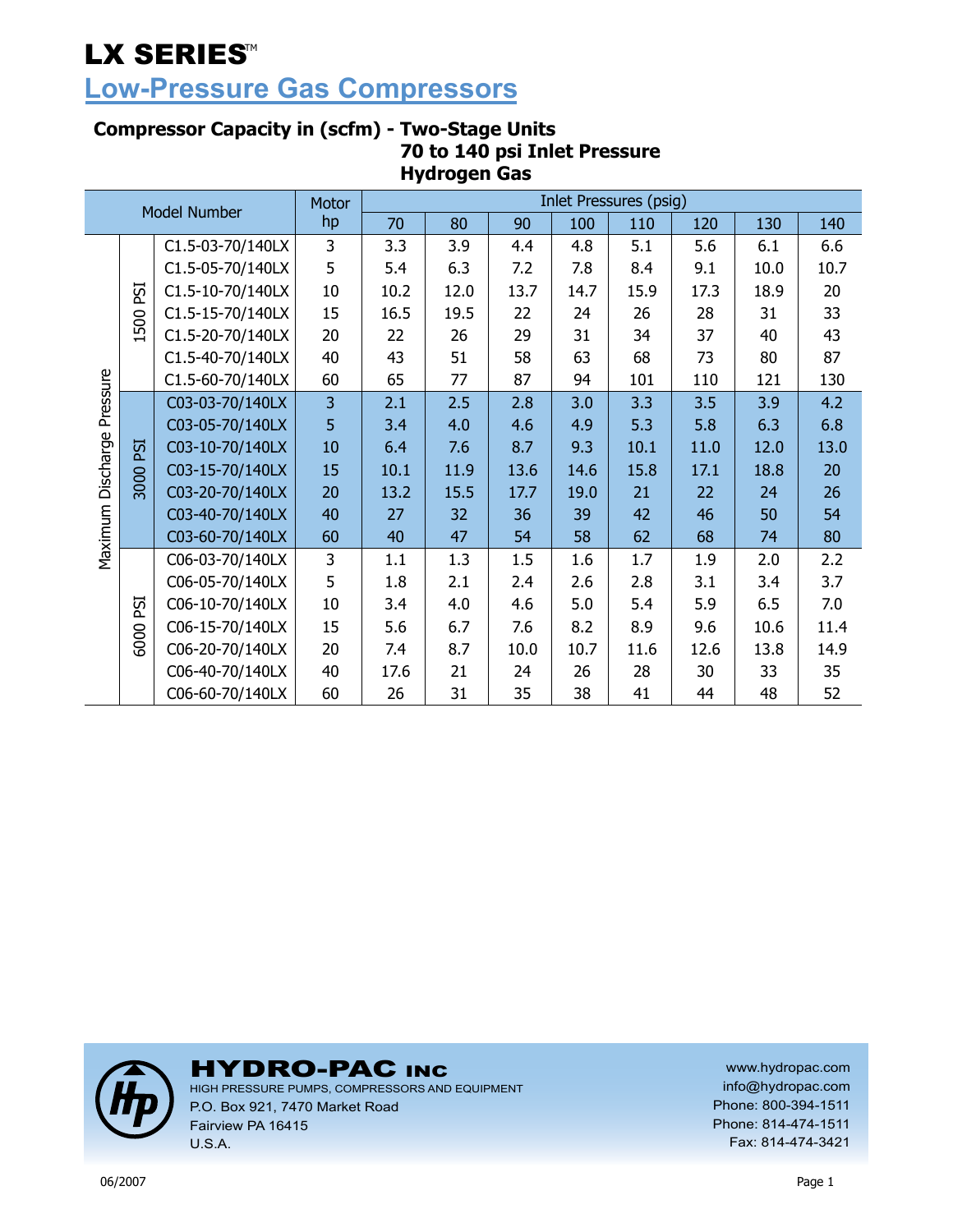# LX SERIES™

## Low-Pressure Gas Compressors

### Compressor Capacity in (scfm) - Two-Stage Units
### 70 to 140 psi Inlet Pressure
### Hydrogen Gas

| Maximum Discharge Pressure | | Model Number | Motor hp | Inlet Pressures (psig) | | | | | | | |
|---|---|---|---|---|---|---|---|---|---|---|---|
| | | | | 70 | 80 | 90 | 100 | 110 | 120 | 130 | 140 |
| | 1500 PSI | C1.5-03-70/140LX | 3 | 3.3 | 3.9 | 4.4 | 4.8 | 5.1 | 5.6 | 6.1 | 6.6 |
| | | C1.5-05-70/140LX | 5 | 5.4 | 6.3 | 7.2 | 7.8 | 8.4 | 9.1 | 10.0 | 10.7 |
| | | C1.5-10-70/140LX | 10 | 10.2 | 12.0 | 13.7 | 14.7 | 15.9 | 17.3 | 18.9 | 20 |
| | | C1.5-15-70/140LX | 15 | 16.5 | 19.5 | 22 | 24 | 26 | 28 | 31 | 33 |
| | | C1.5-20-70/140LX | 20 | 22 | 26 | 29 | 31 | 34 | 37 | 40 | 43 |
| | | C1.5-40-70/140LX | 40 | 43 | 51 | 58 | 63 | 68 | 73 | 80 | 87 |
| | | C1.5-60-70/140LX | 60 | 65 | 77 | 87 | 94 | 101 | 110 | 121 | 130 |
| | 3000 PSI | C03-03-70/140LX | 3 | 2.1 | 2.5 | 2.8 | 3.0 | 3.3 | 3.5 | 3.9 | 4.2 |
| | | C03-05-70/140LX | 5 | 3.4 | 4.0 | 4.6 | 4.9 | 5.3 | 5.8 | 6.3 | 6.8 |
| | | C03-10-70/140LX | 10 | 6.4 | 7.6 | 8.7 | 9.3 | 10.1 | 11.0 | 12.0 | 13.0 |
| | | C03-15-70/140LX | 15 | 10.1 | 11.9 | 13.6 | 14.6 | 15.8 | 17.1 | 18.8 | 20 |
| | | C03-20-70/140LX | 20 | 13.2 | 15.5 | 17.7 | 19.0 | 21 | 22 | 24 | 26 |
| | | C03-40-70/140LX | 40 | 27 | 32 | 36 | 39 | 42 | 46 | 50 | 54 |
| | | C03-60-70/140LX | 60 | 40 | 47 | 54 | 58 | 62 | 68 | 74 | 80 |
| | 6000 PSI | C06-03-70/140LX | 3 | 1.1 | 1.3 | 1.5 | 1.6 | 1.7 | 1.9 | 2.0 | 2.2 |
| | | C06-05-70/140LX | 5 | 1.8 | 2.1 | 2.4 | 2.6 | 2.8 | 3.1 | 3.4 | 3.7 |
| | | C06-10-70/140LX | 10 | 3.4 | 4.0 | 4.6 | 5.0 | 5.4 | 5.9 | 6.5 | 7.0 |
| | | C06-15-70/140LX | 15 | 5.6 | 6.7 | 7.6 | 8.2 | 8.9 | 9.6 | 10.6 | 11.4 |
| | | C06-20-70/140LX | 20 | 7.4 | 8.7 | 10.0 | 10.7 | 11.6 | 12.6 | 13.8 | 14.9 |
| | | C06-40-70/140LX | 40 | 17.6 | 21 | 24 | 26 | 28 | 30 | 33 | 35 |
| | | C06-60-70/140LX | 60 | 26 | 31 | 35 | 38 | 41 | 44 | 48 | 52 |

**HYDRO-PAC INC**
HIGH PRESSURE PUMPS, COMPRESSORS AND EQUIPMENT
P.O. Box 921, 7470 Market Road
Fairview PA 16415
U.S.A.

www.hydropac.com
info@hydropac.com
Phone: 800-394-1511
Phone: 814-474-1511
Fax: 814-474-3421

06/2007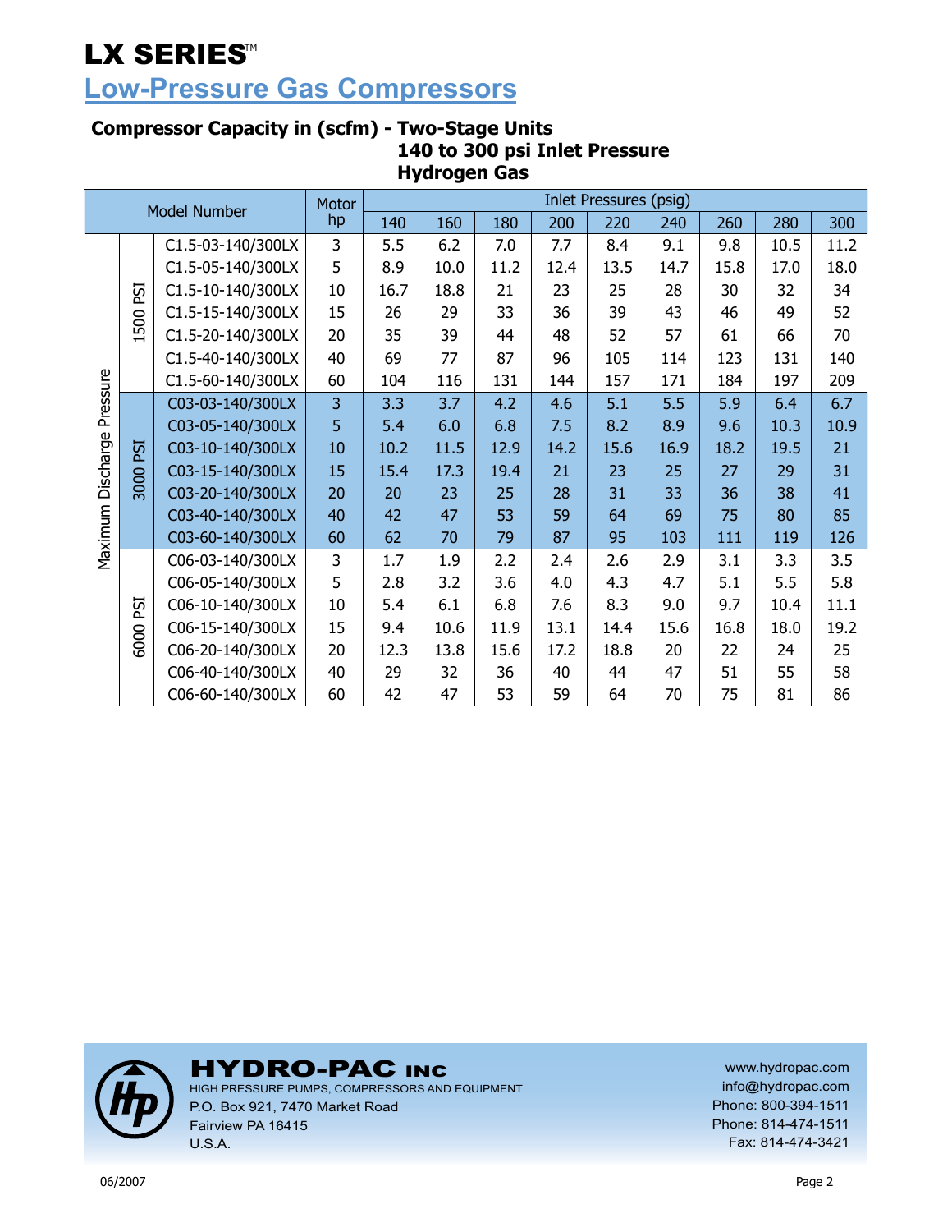# LX SERIES™

## Low-Pressure Gas Compressors

### Compressor Capacity in (scfm) - Two-Stage Units
### 140 to 300 psi Inlet Pressure
### Hydrogen Gas

| Maximum Discharge Pressure | | Model Number | Motor hp | Inlet Pressures (psig) | | | | | | | | |
|---|---|---|---|---|---|---|---|---|---|---|---|---|
| | | | | 140 | 160 | 180 | 200 | 220 | 240 | 260 | 280 | 300 |
| | 1500 PSI | C1.5-03-140/300LX | 3 | 5.5 | 6.2 | 7.0 | 7.7 | 8.4 | 9.1 | 9.8 | 10.5 | 11.2 |
| | | C1.5-05-140/300LX | 5 | 8.9 | 10.0 | 11.2 | 12.4 | 13.5 | 14.7 | 15.8 | 17.0 | 18.0 |
| | | C1.5-10-140/300LX | 10 | 16.7 | 18.8 | 21 | 23 | 25 | 28 | 30 | 32 | 34 |
| | | C1.5-15-140/300LX | 15 | 26 | 29 | 33 | 36 | 39 | 43 | 46 | 49 | 52 |
| | | C1.5-20-140/300LX | 20 | 35 | 39 | 44 | 48 | 52 | 57 | 61 | 66 | 70 |
| | | C1.5-40-140/300LX | 40 | 69 | 77 | 87 | 96 | 105 | 114 | 123 | 131 | 140 |
| | | C1.5-60-140/300LX | 60 | 104 | 116 | 131 | 144 | 157 | 171 | 184 | 197 | 209 |
| | 3000 PSI | C03-03-140/300LX | 3 | 3.3 | 3.7 | 4.2 | 4.6 | 5.1 | 5.5 | 5.9 | 6.4 | 6.7 |
| | | C03-05-140/300LX | 5 | 5.4 | 6.0 | 6.8 | 7.5 | 8.2 | 8.9 | 9.6 | 10.3 | 10.9 |
| | | C03-10-140/300LX | 10 | 10.2 | 11.5 | 12.9 | 14.2 | 15.6 | 16.9 | 18.2 | 19.5 | 21 |
| | | C03-15-140/300LX | 15 | 15.4 | 17.3 | 19.4 | 21 | 23 | 25 | 27 | 29 | 31 |
| | | C03-20-140/300LX | 20 | 20 | 23 | 25 | 28 | 31 | 33 | 36 | 38 | 41 |
| | | C03-40-140/300LX | 40 | 42 | 47 | 53 | 59 | 64 | 69 | 75 | 80 | 85 |
| | | C03-60-140/300LX | 60 | 62 | 70 | 79 | 87 | 95 | 103 | 111 | 119 | 126 |
| | 6000 PSI | C06-03-140/300LX | 3 | 1.7 | 1.9 | 2.2 | 2.4 | 2.6 | 2.9 | 3.1 | 3.3 | 3.5 |
| | | C06-05-140/300LX | 5 | 2.8 | 3.2 | 3.6 | 4.0 | 4.3 | 4.7 | 5.1 | 5.5 | 5.8 |
| | | C06-10-140/300LX | 10 | 5.4 | 6.1 | 6.8 | 7.6 | 8.3 | 9.0 | 9.7 | 10.4 | 11.1 |
| | | C06-15-140/300LX | 15 | 9.4 | 10.6 | 11.9 | 13.1 | 14.4 | 15.6 | 16.8 | 18.0 | 19.2 |
| | | C06-20-140/300LX | 20 | 12.3 | 13.8 | 15.6 | 17.2 | 18.8 | 20 | 22 | 24 | 25 |
| | | C06-40-140/300LX | 40 | 29 | 32 | 36 | 40 | 44 | 47 | 51 | 55 | 58 |
| | | C06-60-140/300LX | 60 | 42 | 47 | 53 | 59 | 64 | 70 | 75 | 81 | 86 |

**HYDRO-PAC INC**
HIGH PRESSURE PUMPS, COMPRESSORS AND EQUIPMENT
P.O. Box 921, 7470 Market Road
Fairview PA 16415
U.S.A.

www.hydropac.com
info@hydropac.com
Phone: 800-394-1511
Phone: 814-474-1511
Fax: 814-474-3421

06/2007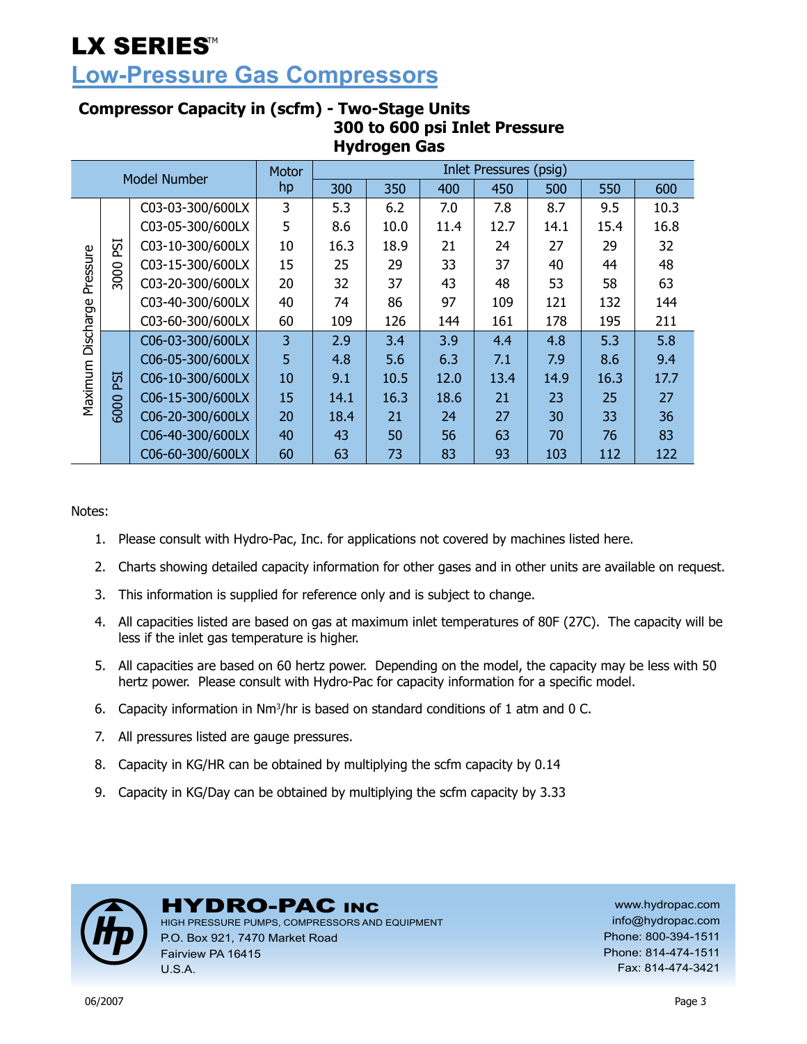# LX SERIES™

## Low-Pressure Gas Compressors

### Compressor Capacity in (scfm) - Two-Stage Units
### 300 to 600 psi Inlet Pressure
### Hydrogen Gas

| Maximum Discharge Pressure | | Model Number | Motor hp | Inlet Pressures (psig) | | | | | | |
|---|---|---|---|---|---|---|---|---|---|---|
| | | | | 300 | 350 | 400 | 450 | 500 | 550 | 600 |
| | 3000 PSI | C03-03-300/600LX | 3 | 5.3 | 6.2 | 7.0 | 7.8 | 8.7 | 9.5 | 10.3 |
| | | C03-05-300/600LX | 5 | 8.6 | 10.0 | 11.4 | 12.7 | 14.1 | 15.4 | 16.8 |
| | | C03-10-300/600LX | 10 | 16.3 | 18.9 | 21 | 24 | 27 | 29 | 32 |
| | | C03-15-300/600LX | 15 | 25 | 29 | 33 | 37 | 40 | 44 | 48 |
| | | C03-20-300/600LX | 20 | 32 | 37 | 43 | 48 | 53 | 58 | 63 |
| | | C03-40-300/600LX | 40 | 74 | 86 | 97 | 109 | 121 | 132 | 144 |
| | | C03-60-300/600LX | 60 | 109 | 126 | 144 | 161 | 178 | 195 | 211 |
| | 6000 PSI | C06-03-300/600LX | 3 | 2.9 | 3.4 | 3.9 | 4.4 | 4.8 | 5.3 | 5.8 |
| | | C06-05-300/600LX | 5 | 4.8 | 5.6 | 6.3 | 7.1 | 7.9 | 8.6 | 9.4 |
| | | C06-10-300/600LX | 10 | 9.1 | 10.5 | 12.0 | 13.4 | 14.9 | 16.3 | 17.7 |
| | | C06-15-300/600LX | 15 | 14.1 | 16.3 | 18.6 | 21 | 23 | 25 | 27 |
| | | C06-20-300/600LX | 20 | 18.4 | 21 | 24 | 27 | 30 | 33 | 36 |
| | | C06-40-300/600LX | 40 | 43 | 50 | 56 | 63 | 70 | 76 | 83 |
| | | C06-60-300/600LX | 60 | 63 | 73 | 83 | 93 | 103 | 112 | 122 |

Notes:

1. Please consult with Hydro-Pac, Inc. for applications not covered by machines listed here.
2. Charts showing detailed capacity information for other gases and in other units are available on request.
3. This information is supplied for reference only and is subject to change.
4. All capacities listed are based on gas at maximum inlet temperatures of 80F (27C). The capacity will be less if the inlet gas temperature is higher.
5. All capacities are based on 60 hertz power. Depending on the model, the capacity may be less with 50 hertz power. Please consult with Hydro-Pac for capacity information for a specific model.
6. Capacity information in $Nm^3/hr$ is based on standard conditions of 1 atm and 0 C.
7. All pressures listed are gauge pressures.
8. Capacity in KG/HR can be obtained by multiplying the scfm capacity by 0.14
9. Capacity in KG/Day can be obtained by multiplying the scfm capacity by 3.33

**HYDRO-PAC INC**
HIGH PRESSURE PUMPS, COMPRESSORS AND EQUIPMENT
P.O. Box 921, 7470 Market Road
Fairview PA 16415
U.S.A.

www.hydropac.com
info@hydropac.com
Phone: 800-394-1511
Phone: 814-474-1511
Fax: 814-474-3421

06/2007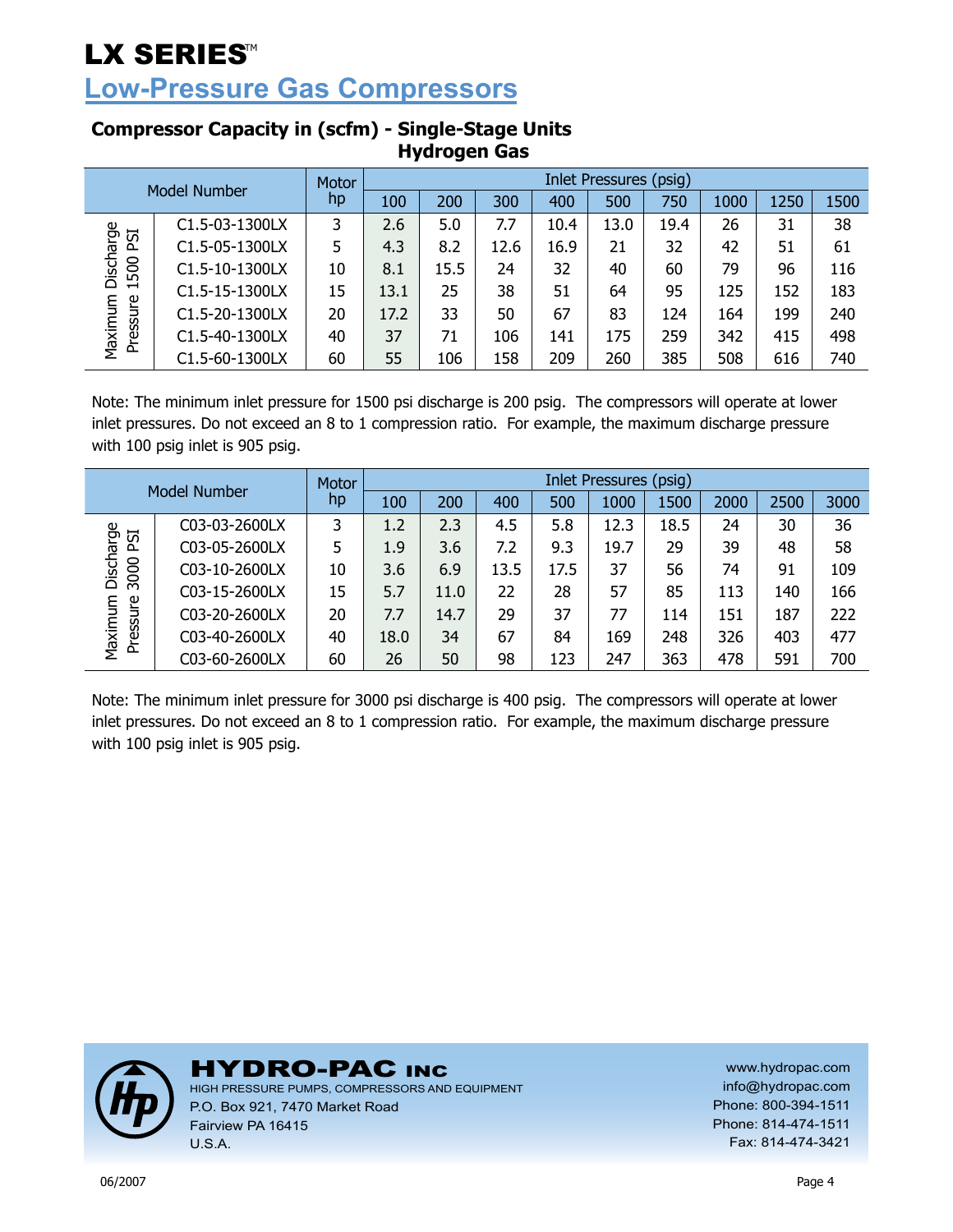# LX SERIES™

## Low-Pressure Gas Compressors

### Compressor Capacity in (scfm) - Single-Stage Units
### Hydrogen Gas

| | Model Number | Motor hp | Inlet Pressures (psig) | | | | | | | | |
|---|---|---|---|---|---|---|---|---|---|---|---|
| | | | 100 | 200 | 300 | 400 | 500 | 750 | 1000 | 1250 | 1500 |
| Maximum Discharge Pressure 1500 PSI | C1.5-03-1300LX | 3 | 2.6 | 5.0 | 7.7 | 10.4 | 13.0 | 19.4 | 26 | 31 | 38 |
| | C1.5-05-1300LX | 5 | 4.3 | 8.2 | 12.6 | 16.9 | 21 | 32 | 42 | 51 | 61 |
| | C1.5-10-1300LX | 10 | 8.1 | 15.5 | 24 | 32 | 40 | 60 | 79 | 96 | 116 |
| | C1.5-15-1300LX | 15 | 13.1 | 25 | 38 | 51 | 64 | 95 | 125 | 152 | 183 |
| | C1.5-20-1300LX | 20 | 17.2 | 33 | 50 | 67 | 83 | 124 | 164 | 199 | 240 |
| | C1.5-40-1300LX | 40 | 37 | 71 | 106 | 141 | 175 | 259 | 342 | 415 | 498 |
| | C1.5-60-1300LX | 60 | 55 | 106 | 158 | 209 | 260 | 385 | 508 | 616 | 740 |

Note: The minimum inlet pressure for 1500 psi discharge is 200 psig. The compressors will operate at lower inlet pressures. Do not exceed an 8 to 1 compression ratio. For example, the maximum discharge pressure with 100 psig inlet is 905 psig.

| | Model Number | Motor hp | Inlet Pressures (psig) | | | | | | | | |
|---|---|---|---|---|---|---|---|---|---|---|---|
| | | | 100 | 200 | 400 | 500 | 1000 | 1500 | 2000 | 2500 | 3000 |
| Maximum Discharge Pressure 3000 PSI | C03-03-2600LX | 3 | 1.2 | 2.3 | 4.5 | 5.8 | 12.3 | 18.5 | 24 | 30 | 36 |
| | C03-05-2600LX | 5 | 1.9 | 3.6 | 7.2 | 9.3 | 19.7 | 29 | 39 | 48 | 58 |
| | C03-10-2600LX | 10 | 3.6 | 6.9 | 13.5 | 17.5 | 37 | 56 | 74 | 91 | 109 |
| | C03-15-2600LX | 15 | 5.7 | 11.0 | 22 | 28 | 57 | 85 | 113 | 140 | 166 |
| | C03-20-2600LX | 20 | 7.7 | 14.7 | 29 | 37 | 77 | 114 | 151 | 187 | 222 |
| | C03-40-2600LX | 40 | 18.0 | 34 | 67 | 84 | 169 | 248 | 326 | 403 | 477 |
| | C03-60-2600LX | 60 | 26 | 50 | 98 | 123 | 247 | 363 | 478 | 591 | 700 |

Note: The minimum inlet pressure for 3000 psi discharge is 400 psig. The compressors will operate at lower inlet pressures. Do not exceed an 8 to 1 compression ratio. For example, the maximum discharge pressure with 100 psig inlet is 905 psig.

**HYDRO-PAC INC**
HIGH PRESSURE PUMPS, COMPRESSORS AND EQUIPMENT
P.O. Box 921, 7470 Market Road
Fairview PA 16415
U.S.A.

www.hydropac.com
info@hydropac.com
Phone: 800-394-1511
Phone: 814-474-1511
Fax: 814-474-3421

06/2007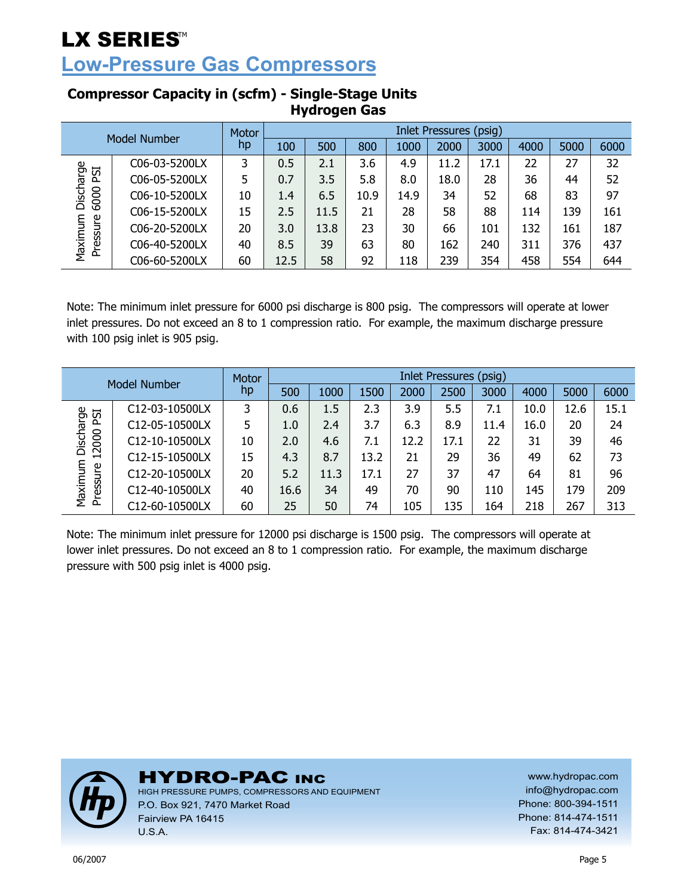# LX SERIES™

## Low-Pressure Gas Compressors

### Compressor Capacity in (scfm) - Single-Stage Units
### Hydrogen Gas

| | Model Number | Motor hp | Inlet Pressures (psig) | | | | | | | | |
|---|---|---|---|---|---|---|---|---|---|---|---|
| | | | 100 | 500 | 800 | 1000 | 2000 | 3000 | 4000 | 5000 | 6000 |
| Maximum Discharge Pressure 6000 PSI | C06-03-5200LX | 3 | 0.5 | 2.1 | 3.6 | 4.9 | 11.2 | 17.1 | 22 | 27 | 32 |
| | C06-05-5200LX | 5 | 0.7 | 3.5 | 5.8 | 8.0 | 18.0 | 28 | 36 | 44 | 52 |
| | C06-10-5200LX | 10 | 1.4 | 6.5 | 10.9 | 14.9 | 34 | 52 | 68 | 83 | 97 |
| | C06-15-5200LX | 15 | 2.5 | 11.5 | 21 | 28 | 58 | 88 | 114 | 139 | 161 |
| | C06-20-5200LX | 20 | 3.0 | 13.8 | 23 | 30 | 66 | 101 | 132 | 161 | 187 |
| | C06-40-5200LX | 40 | 8.5 | 39 | 63 | 80 | 162 | 240 | 311 | 376 | 437 |
| | C06-60-5200LX | 60 | 12.5 | 58 | 92 | 118 | 239 | 354 | 458 | 554 | 644 |

Note: The minimum inlet pressure for 6000 psi discharge is 800 psig. The compressors will operate at lower inlet pressures. Do not exceed an 8 to 1 compression ratio. For example, the maximum discharge pressure with 100 psig inlet is 905 psig.

| | Model Number | Motor hp | Inlet Pressures (psig) | | | | | | | | |
|---|---|---|---|---|---|---|---|---|---|---|---|
| | | | 500 | 1000 | 1500 | 2000 | 2500 | 3000 | 4000 | 5000 | 6000 |
| Maximum Discharge Pressure 12000 PSI | C12-03-10500LX | 3 | 0.6 | 1.5 | 2.3 | 3.9 | 5.5 | 7.1 | 10.0 | 12.6 | 15.1 |
| | C12-05-10500LX | 5 | 1.0 | 2.4 | 3.7 | 6.3 | 8.9 | 11.4 | 16.0 | 20 | 24 |
| | C12-10-10500LX | 10 | 2.0 | 4.6 | 7.1 | 12.2 | 17.1 | 22 | 31 | 39 | 46 |
| | C12-15-10500LX | 15 | 4.3 | 8.7 | 13.2 | 21 | 29 | 36 | 49 | 62 | 73 |
| | C12-20-10500LX | 20 | 5.2 | 11.3 | 17.1 | 27 | 37 | 47 | 64 | 81 | 96 |
| | C12-40-10500LX | 40 | 16.6 | 34 | 49 | 70 | 90 | 110 | 145 | 179 | 209 |
| | C12-60-10500LX | 60 | 25 | 50 | 74 | 105 | 135 | 164 | 218 | 267 | 313 |

Note: The minimum inlet pressure for 12000 psi discharge is 1500 psig. The compressors will operate at lower inlet pressures. Do not exceed an 8 to 1 compression ratio. For example, the maximum discharge pressure with 500 psig inlet is 4000 psig.

**HYDRO-PAC INC**
HIGH PRESSURE PUMPS, COMPRESSORS AND EQUIPMENT
P.O. Box 921, 7470 Market Road
Fairview PA 16415
U.S.A.

www.hydropac.com
info@hydropac.com
Phone: 800-394-1511
Phone: 814-474-1511
Fax: 814-474-3421

06/2007